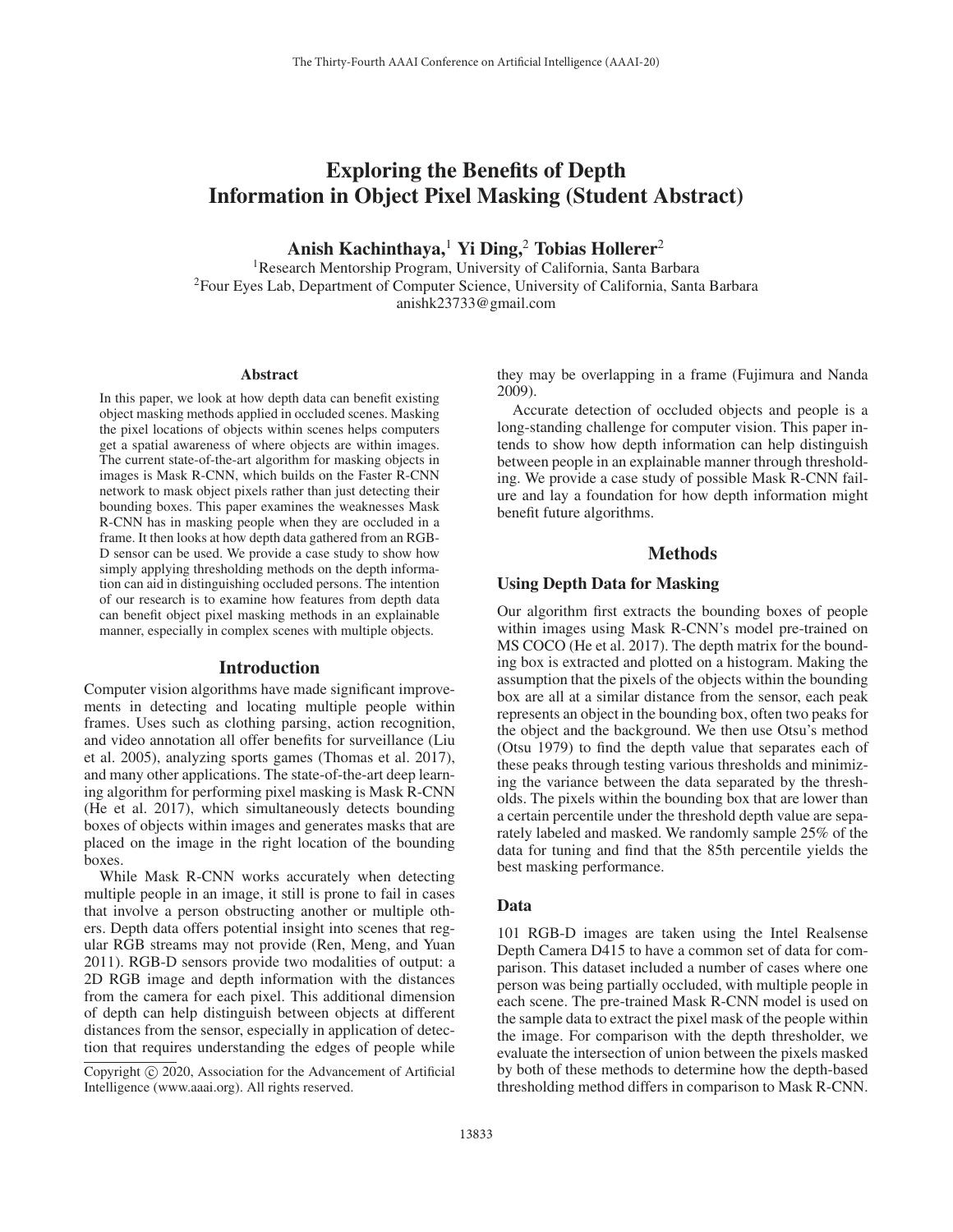# Exploring the Benefits of Depth Information in Object Pixel Masking (Student Abstract)

**Anish Kachinthaya,[1] Yi Ding,[2] Tobias Hollerer[2]**

[1]Research Mentorship Program, University of California, Santa Barbara
[2]Four Eyes Lab, Department of Computer Science, University of California, Santa Barbara
anishk23733@gmail.com

## Abstract

In this paper, we look at how depth data can benefit existing object masking methods applied in occluded scenes. Masking the pixel locations of objects within scenes helps computers get a spatial awareness of where objects are within images. The current state-of-the-art algorithm for masking objects in images is Mask R-CNN, which builds on the Faster R-CNN network to mask object pixels rather than just detecting their bounding boxes. This paper examines the weaknesses Mask R-CNN has in masking people when they are occluded in a frame. It then looks at how depth data gathered from an RGB-D sensor can be used. We provide a case study to show how simply applying thresholding methods on the depth information can aid in distinguishing occluded persons. The intention of our research is to examine how features from depth data can benefit object pixel masking methods in an explainable manner, especially in complex scenes with multiple objects.

## Introduction

Computer vision algorithms have made significant improvements in detecting and locating multiple people within frames. Uses such as clothing parsing, action recognition, and video annotation all offer benefits for surveillance (Liu et al. 2005), analyzing sports games (Thomas et al. 2017), and many other applications. The state-of-the-art deep learning algorithm for performing pixel masking is Mask R-CNN (He et al. 2017), which simultaneously detects bounding boxes of objects within images and generates masks that are placed on the image in the right location of the bounding boxes.

While Mask R-CNN works accurately when detecting multiple people in an image, it still is prone to fail in cases that involve a person obstructing another or multiple others. Depth data offers potential insight into scenes that regular RGB streams may not provide (Ren, Meng, and Yuan 2011). RGB-D sensors provide two modalities of output: a 2D RGB image and depth information with the distances from the camera for each pixel. This additional dimension of depth can help distinguish between objects at different distances from the sensor, especially in application of detection that requires understanding the edges of people while they may be overlapping in a frame (Fujimura and Nanda 2009).

Accurate detection of occluded objects and people is a long-standing challenge for computer vision. This paper intends to show how depth information can help distinguish between people in an explainable manner through thresholding. We provide a case study of possible Mask R-CNN failure and lay a foundation for how depth information might benefit future algorithms.

Copyright © 2020, Association for the Advancement of Artificial Intelligence (www.aaai.org). All rights reserved.

## Methods

### Using Depth Data for Masking

Our algorithm first extracts the bounding boxes of people within images using Mask R-CNN's model pre-trained on MS COCO (He et al. 2017). The depth matrix for the bounding box is extracted and plotted on a histogram. Making the assumption that the pixels of the objects within the bounding box are all at a similar distance from the sensor, each peak represents an object in the bounding box, often two peaks for the object and the background. We then use Otsu's method (Otsu 1979) to find the depth value that separates each of these peaks through testing various thresholds and minimizing the variance between the data separated by the thresholds. The pixels within the bounding box that are lower than a certain percentile under the threshold depth value are separately labeled and masked. We randomly sample 25% of the data for tuning and find that the 85th percentile yields the best masking performance.

### Data

101 RGB-D images are taken using the Intel Realsense Depth Camera D415 to have a common set of data for comparison. This dataset included a number of cases where one person was being partially occluded, with multiple people in each scene. The pre-trained Mask R-CNN model is used on the sample data to extract the pixel mask of the people within the image. For comparison with the depth thresholder, we evaluate the intersection of union between the pixels masked by both of these methods to determine how the depth-based thresholding method differs in comparison to Mask R-CNN.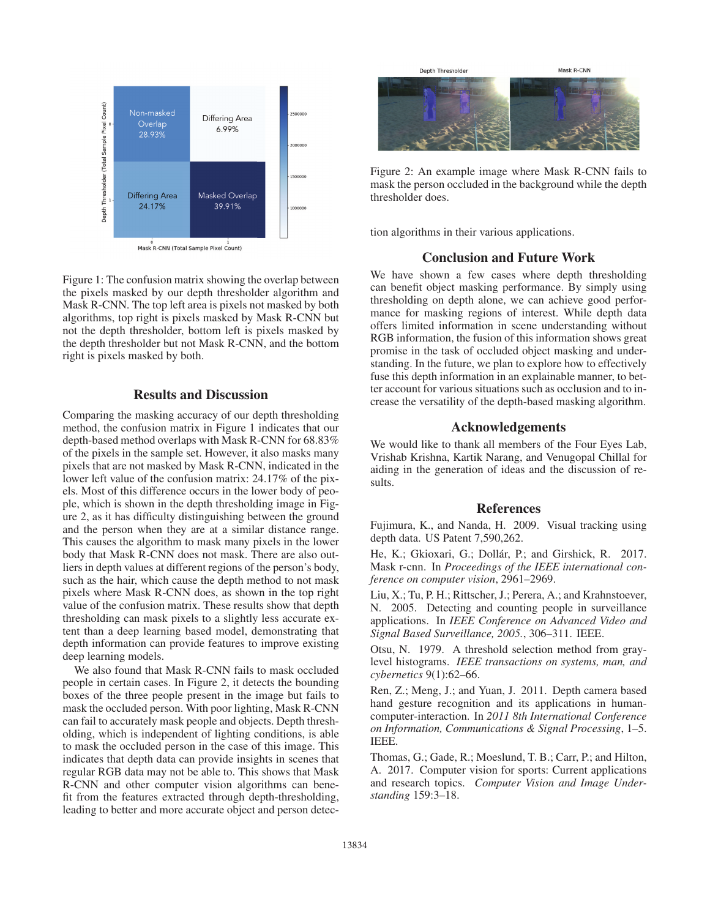Non-masked Overlap 28.93%

Differing Area 6.99%

Differing Area 24.17%

Masked Overlap 39.91%

Depth Thresholder (Total Sample Pixel Count)

Mask R-CNN (Total Sample Pixel Count)

2500000

2000000

1500000

1000000

Figure 1: The confusion matrix showing the overlap between the pixels masked by our depth thresholder algorithm and Mask R-CNN. The top left area is pixels not masked by both algorithms, top right is pixels masked by Mask R-CNN but not the depth thresholder, bottom left is pixels masked by the depth thresholder but not Mask R-CNN, and the bottom right is pixels masked by both.

## Results and Discussion

Comparing the masking accuracy of our depth thresholding method, the confusion matrix in Figure 1 indicates that our depth-based method overlaps with Mask R-CNN for 68.83% of the pixels in the sample set. However, it also masks many pixels that are not masked by Mask R-CNN, indicated in the lower left value of the confusion matrix: 24.17% of the pixels. Most of this difference occurs in the lower body of people, which is shown in the depth thresholding image in Figure 2, as it has difficulty distinguishing between the ground and the person when they are at a similar distance range. This causes the algorithm to mask many pixels in the lower body that Mask R-CNN does not mask. There are also outliers in depth values at different regions of the person's body, such as the hair, which cause the depth method to not mask pixels where Mask R-CNN does, as shown in the top right value of the confusion matrix. These results show that depth thresholding can mask pixels to a slightly less accurate extent than a deep learning based model, demonstrating that depth information can provide features to improve existing deep learning models.

We also found that Mask R-CNN fails to mask occluded people in certain cases. In Figure 2, it detects the bounding boxes of the three people present in the image but fails to mask the occluded person. With poor lighting, Mask R-CNN can fail to accurately mask people and objects. Depth thresholding, which is independent of lighting conditions, is able to mask the occluded person in the case of this image. This indicates that depth data can provide insights in scenes that regular RGB data may not be able to. This shows that Mask R-CNN and other computer vision algorithms can benefit from the features extracted through depth-thresholding, leading to better and more accurate object and person detection algorithms in their various applications.

Depth Thresholder

Mask R-CNN

Figure 2: An example image where Mask R-CNN fails to mask the person occluded in the background while the depth thresholder does.

## Conclusion and Future Work

We have shown a few cases where depth thresholding can benefit object masking performance. By simply using thresholding on depth alone, we can achieve good performance for masking regions of interest. While depth data offers limited information in scene understanding without RGB information, the fusion of this information shows great promise in the task of occluded object masking and understanding. In the future, we plan to explore how to effectively fuse this depth information in an explainable manner, to better account for various situations such as occlusion and to increase the versatility of the depth-based masking algorithm.

## Acknowledgements

We would like to thank all members of the Four Eyes Lab, Vrishab Krishna, Kartik Narang, and Venugopal Chillal for aiding in the generation of ideas and the discussion of results.

## References

Fujimura, K., and Nanda, H. 2009. Visual tracking using depth data. US Patent 7,590,262.

He, K.; Gkioxari, G.; Dollár, P.; and Girshick, R. 2017. Mask r-cnn. In *Proceedings of the IEEE international conference on computer vision*, 2961–2969.

Liu, X.; Tu, P. H.; Rittscher, J.; Perera, A.; and Krahnstoever, N. 2005. Detecting and counting people in surveillance applications. In *IEEE Conference on Advanced Video and Signal Based Surveillance, 2005.*, 306–311. IEEE.

Otsu, N. 1979. A threshold selection method from gray-level histograms. *IEEE transactions on systems, man, and cybernetics* 9(1):62–66.

Ren, Z.; Meng, J.; and Yuan, J. 2011. Depth camera based hand gesture recognition and its applications in human-computer-interaction. In *2011 8th International Conference on Information, Communications & Signal Processing*, 1–5. IEEE.

Thomas, G.; Gade, R.; Moeslund, T. B.; Carr, P.; and Hilton, A. 2017. Computer vision for sports: Current applications and research topics. *Computer Vision and Image Understanding* 159:3–18.